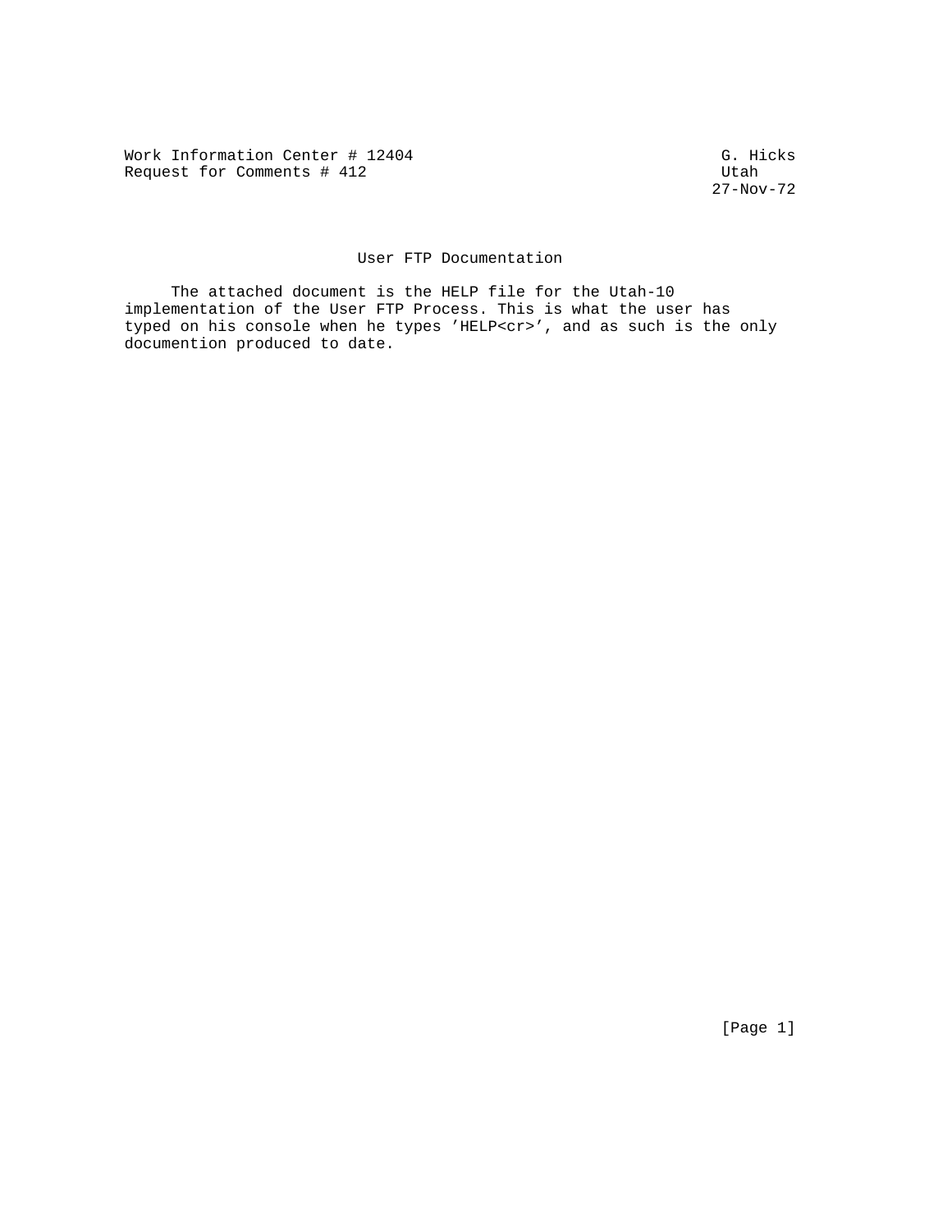Work Information Center # 12404 G. Hicks
Request for Comments # 412 Utah
27-Nov-72

# User FTP Documentation

The attached document is the HELP file for the Utah-10 implementation of the User FTP Process. This is what the user has typed on his console when he types 'HELP<cr>', and as such is the only documention produced to date.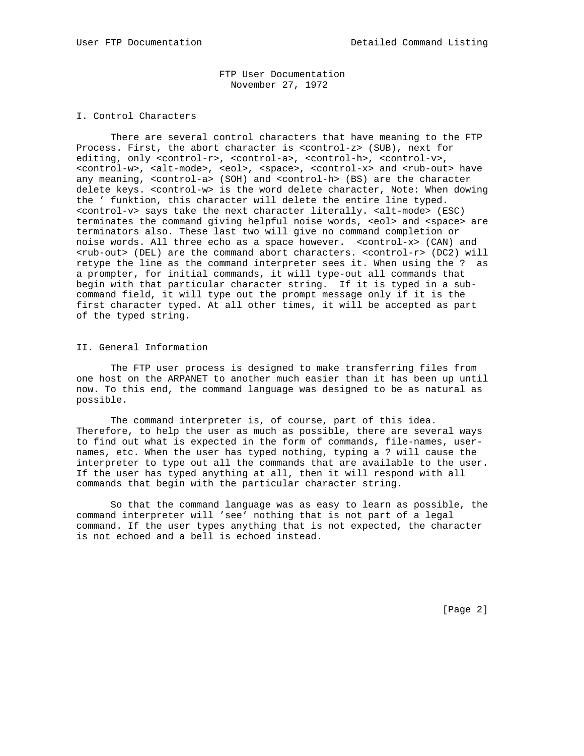FTP User Documentation
November 27, 1972

## I. Control Characters

There are several control characters that have meaning to the FTP Process. First, the abort character is <control-z> (SUB), next for editing, only <control-r>, <control-a>, <control-h>, <control-v>, <control-w>, <alt-mode>, <eol>, <space>, <control-x> and <rub-out> have any meaning, <control-a> (SOH) and <control-h> (BS) are the character delete keys. <control-w> is the word delete character, Note: When dowing the ’ funktion, this character will delete the entire line typed. <control-v> says take the next character literally. <alt-mode> (ESC) terminates the command giving helpful noise words, <eol> and <space> are terminators also. These last two will give no command completion or noise words. All three echo as a space however. <control-x> (CAN) and <rub-out> (DEL) are the command abort characters. <control-r> (DC2) will retype the line as the command interpreter sees it. When using the ? as a prompter, for initial commands, it will type-out all commands that begin with that particular character string. If it is typed in a sub-command field, it will type out the prompt message only if it is the first character typed. At all other times, it will be accepted as part of the typed string.

## II. General Information

The FTP user process is designed to make transferring files from one host on the ARPANET to another much easier than it has been up until now. To this end, the command language was designed to be as natural as possible.

The command interpreter is, of course, part of this idea. Therefore, to help the user as much as possible, there are several ways to find out what is expected in the form of commands, file-names, user-names, etc. When the user has typed nothing, typing a ? will cause the interpreter to type out all the commands that are available to the user. If the user has typed anything at all, then it will respond with all commands that begin with the particular character string.

So that the command language was as easy to learn as possible, the command interpreter will ’see’ nothing that is not part of a legal command. If the user types anything that is not expected, the character is not echoed and a bell is echoed instead.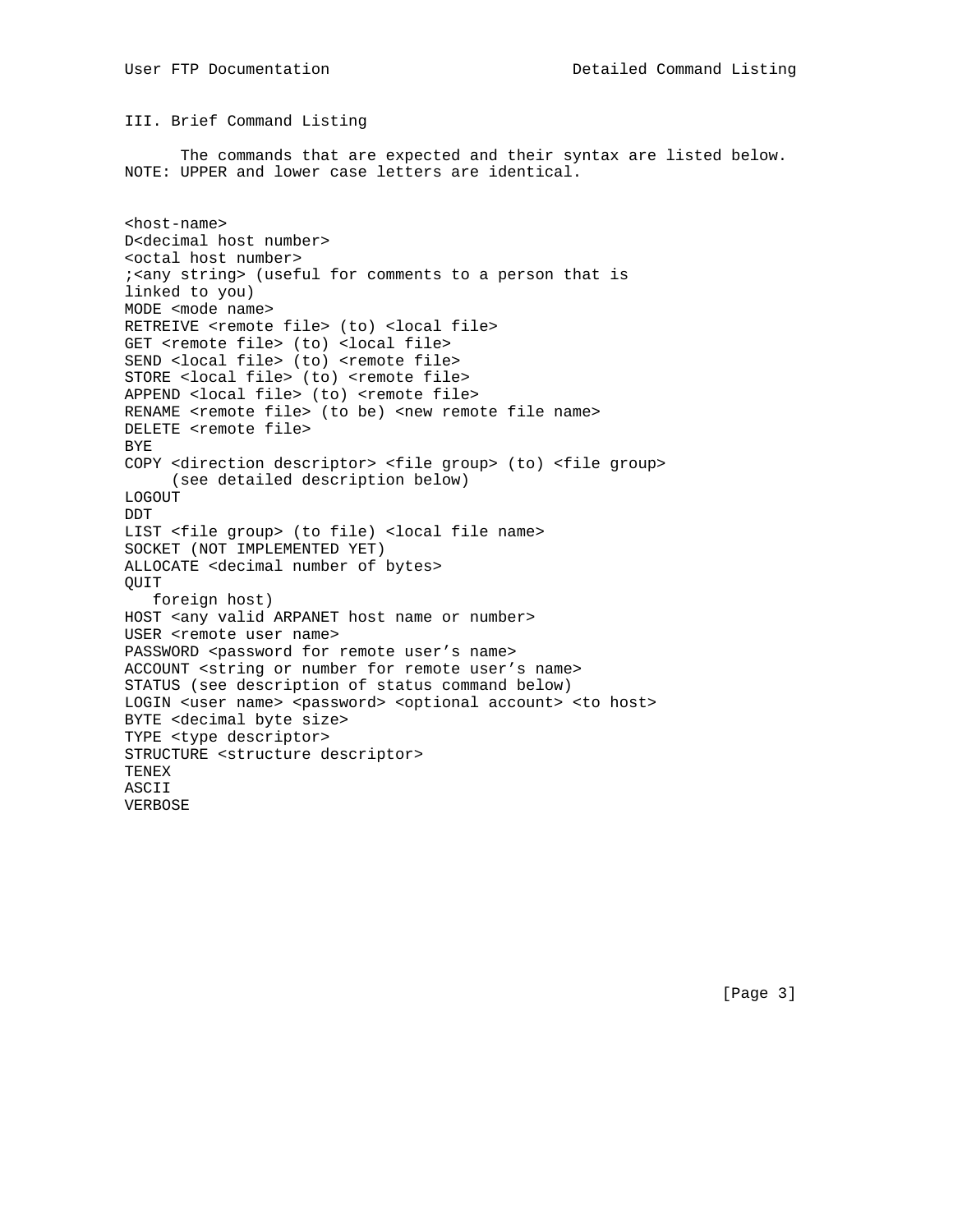## III. Brief Command Listing

The commands that are expected and their syntax are listed below. NOTE: UPPER and lower case letters are identical.

```
<host-name>
D<decimal host number>
<octal host number>
;<any string> (useful for comments to a person that is
linked to you)
MODE <mode name>
RETREIVE <remote file> (to) <local file>
GET <remote file> (to) <local file>
SEND <local file> (to) <remote file>
STORE <local file> (to) <remote file>
APPEND <local file> (to) <remote file>
RENAME <remote file> (to be) <new remote file name>
DELETE <remote file>
BYE
COPY <direction descriptor> <file group> (to) <file group>
     (see detailed description below)
LOGOUT
DDT
LIST <file group> (to file) <local file name>
SOCKET (NOT IMPLEMENTED YET)
ALLOCATE <decimal number of bytes>
QUIT
   foreign host)
HOST <any valid ARPANET host name or number>
USER <remote user name>
PASSWORD <password for remote user’s name>
ACCOUNT <string or number for remote user’s name>
STATUS (see description of status command below)
LOGIN <user name> <password> <optional account> <to host>
BYTE <decimal byte size>
TYPE <type descriptor>
STRUCTURE <structure descriptor>
TENEX
ASCII
VERBOSE
```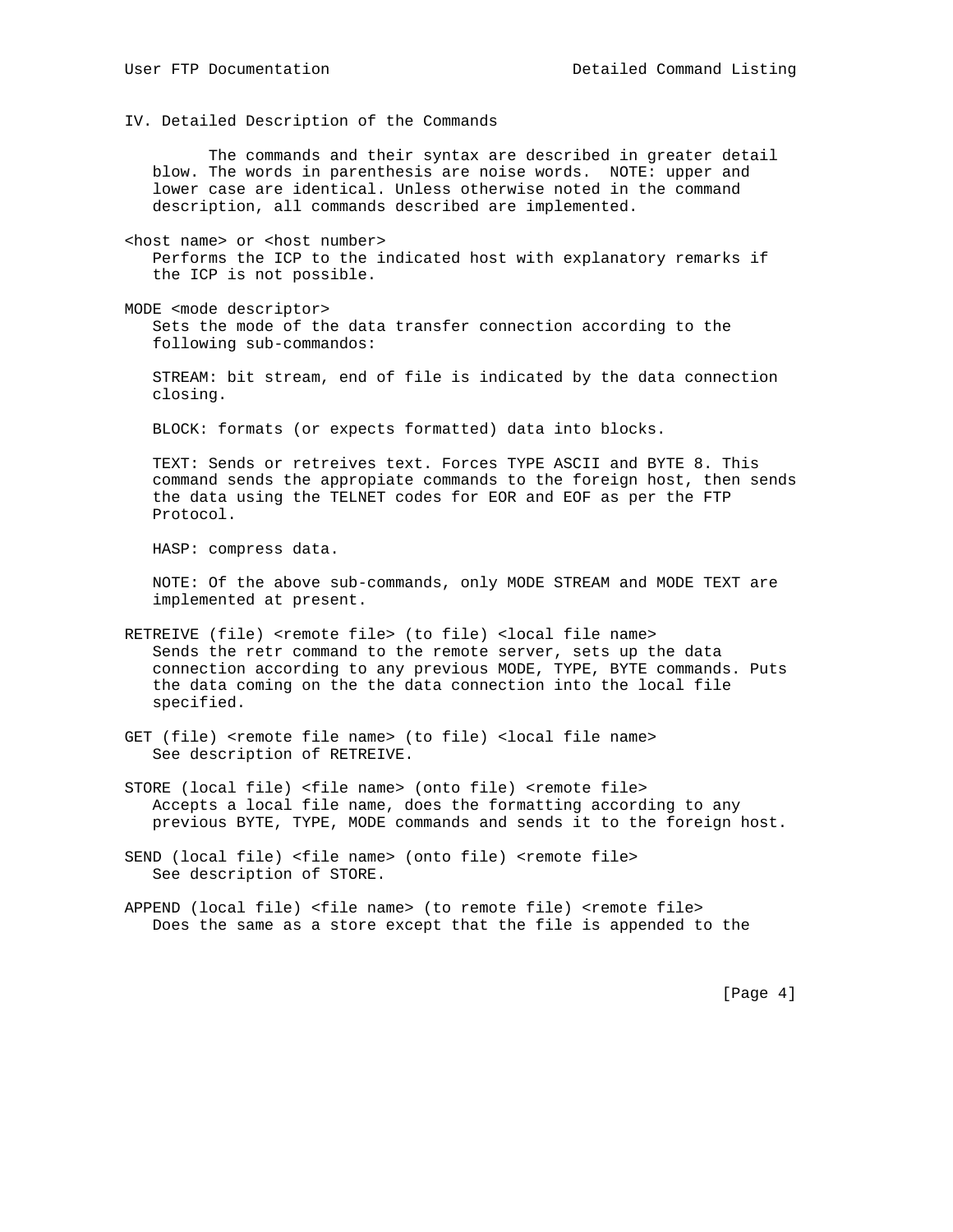## IV. Detailed Description of the Commands

The commands and their syntax are described in greater detail blow. The words in parenthesis are noise words. NOTE: upper and lower case are identical. Unless otherwise noted in the command description, all commands described are implemented.

<host name> or <host number>
   Performs the ICP to the indicated host with explanatory remarks if the ICP is not possible.

MODE <mode descriptor>
   Sets the mode of the data transfer connection according to the following sub-commandos:

   STREAM: bit stream, end of file is indicated by the data connection closing.

   BLOCK: formats (or expects formatted) data into blocks.

   TEXT: Sends or retreives text. Forces TYPE ASCII and BYTE 8. This command sends the appropiate commands to the foreign host, then sends the data using the TELNET codes for EOR and EOF as per the FTP Protocol.

   HASP: compress data.

   NOTE: Of the above sub-commands, only MODE STREAM and MODE TEXT are implemented at present.

RETREIVE (file) <remote file> (to file) <local file name>
   Sends the retr command to the remote server, sets up the data connection according to any previous MODE, TYPE, BYTE commands. Puts the data coming on the the data connection into the local file specified.

GET (file) <remote file name> (to file) <local file name>
   See description of RETREIVE.

STORE (local file) <file name> (onto file) <remote file>
   Accepts a local file name, does the formatting according to any previous BYTE, TYPE, MODE commands and sends it to the foreign host.

SEND (local file) <file name> (onto file) <remote file>
   See description of STORE.

APPEND (local file) <file name> (to remote file) <remote file>
   Does the same as a store except that the file is appended to the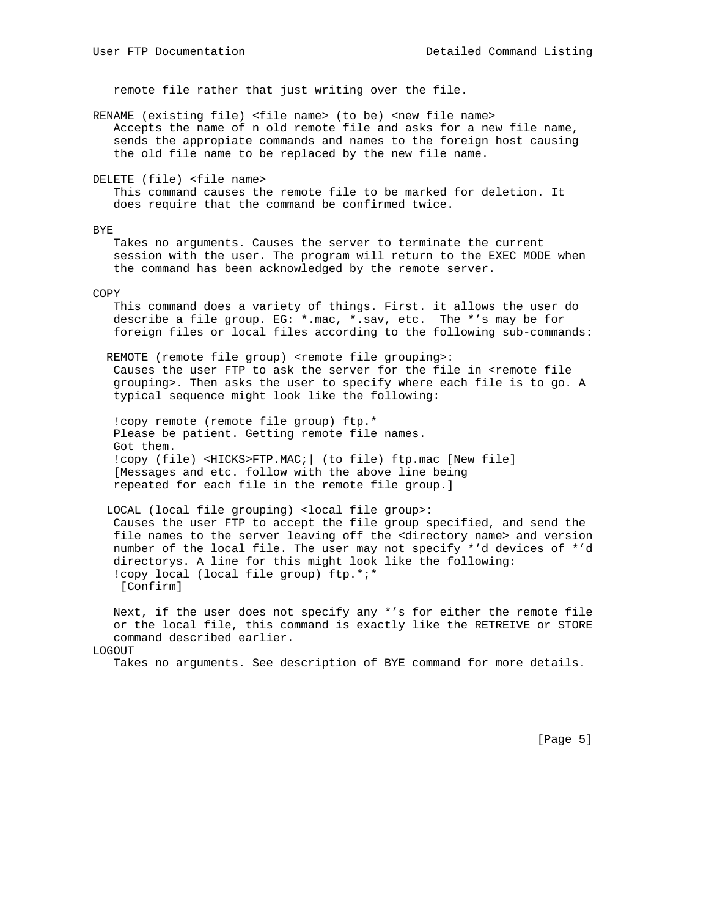remote file rather that just writing over the file.

RENAME (existing file) <file name> (to be) <new file name>
Accepts the name of n old remote file and asks for a new file name, sends the appropiate commands and names to the foreign host causing the old file name to be replaced by the new file name.

DELETE (file) <file name>
This command causes the remote file to be marked for deletion. It does require that the command be confirmed twice.

BYE
Takes no arguments. Causes the server to terminate the current session with the user. The program will return to the EXEC MODE when the command has been acknowledged by the remote server.

COPY
This command does a variety of things. First. it allows the user do describe a file group. EG: *.mac, *.sav, etc. The *’s may be for foreign files or local files according to the following sub-commands:

REMOTE (remote file group) <remote file grouping>:
Causes the user FTP to ask the server for the file in <remote file grouping>. Then asks the user to specify where each file is to go. A typical sequence might look like the following:

```
!copy remote (remote file group) ftp.*
Please be patient. Getting remote file names.
Got them.
!copy (file) <HICKS>FTP.MAC;| (to file) ftp.mac [New file]
[Messages and etc. follow with the above line being
repeated for each file in the remote file group.]
```

LOCAL (local file grouping) <local file group>:
Causes the user FTP to accept the file group specified, and send the file names to the server leaving off the <directory name> and version number of the local file. The user may not specify *’d devices of *’d directorys. A line for this might look like the following:

```
!copy local (local file group) ftp.*;*
 [Confirm]
```

Next, if the user does not specify any *’s for either the remote file or the local file, this command is exactly like the RETREIVE or STORE command described earlier.

LOGOUT
Takes no arguments. See description of BYE command for more details.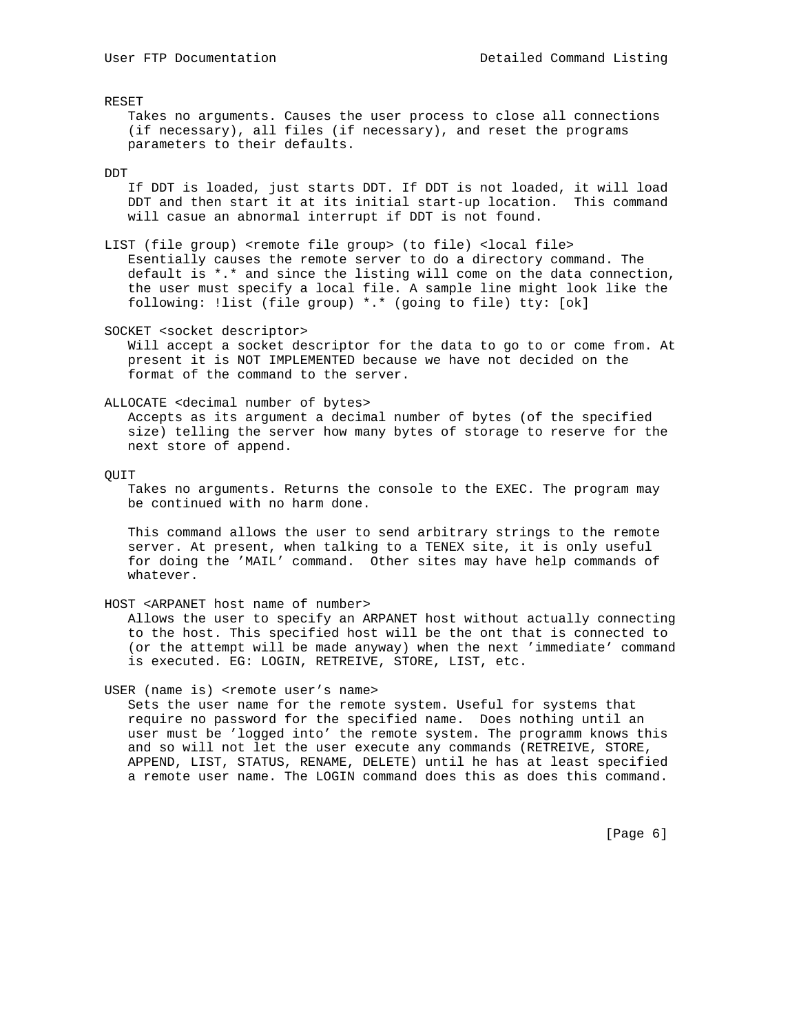RESET
Takes no arguments. Causes the user process to close all connections (if necessary), all files (if necessary), and reset the programs parameters to their defaults.

DDT
If DDT is loaded, just starts DDT. If DDT is not loaded, it will load DDT and then start it at its initial start-up location. This command will casue an abnormal interrupt if DDT is not found.

LIST (file group) <remote file group> (to file) <local file>
Esentially causes the remote server to do a directory command. The default is *.* and since the listing will come on the data connection, the user must specify a local file. A sample line might look like the following: !list (file group) *.* (going to file) tty: [ok]

SOCKET <socket descriptor>
Will accept a socket descriptor for the data to go to or come from. At present it is NOT IMPLEMENTED because we have not decided on the format of the command to the server.

ALLOCATE <decimal number of bytes>
Accepts as its argument a decimal number of bytes (of the specified size) telling the server how many bytes of storage to reserve for the next store of append.

QUIT
Takes no arguments. Returns the console to the EXEC. The program may be continued with no harm done.

This command allows the user to send arbitrary strings to the remote server. At present, when talking to a TENEX site, it is only useful for doing the 'MAIL' command. Other sites may have help commands of whatever.

HOST <ARPANET host name of number>
Allows the user to specify an ARPANET host without actually connecting to the host. This specified host will be the ont that is connected to (or the attempt will be made anyway) when the next 'immediate' command is executed. EG: LOGIN, RETREIVE, STORE, LIST, etc.

USER (name is) <remote user's name>
Sets the user name for the remote system. Useful for systems that require no password for the specified name. Does nothing until an user must be 'logged into' the remote system. The programm knows this and so will not let the user execute any commands (RETREIVE, STORE, APPEND, LIST, STATUS, RENAME, DELETE) until he has at least specified a remote user name. The LOGIN command does this as does this command.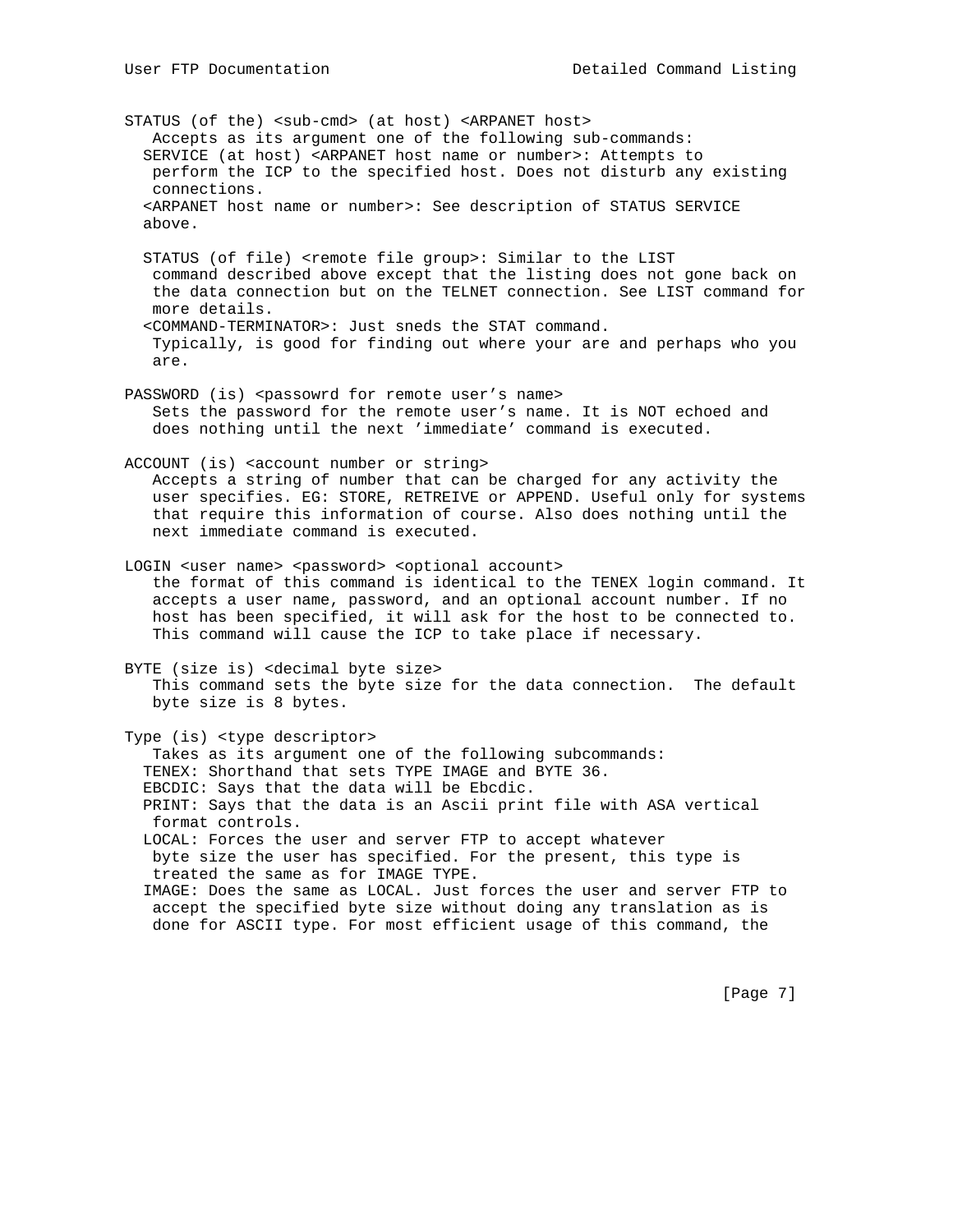STATUS (of the) <sub-cmd> (at host) <ARPANET host>
   Accepts as its argument one of the following sub-commands:
  SERVICE (at host) <ARPANET host name or number>: Attempts to
   perform the ICP to the specified host. Does not disturb any existing
   connections.
  <ARPANET host name or number>: See description of STATUS SERVICE
  above.

  STATUS (of file) <remote file group>: Similar to the LIST
   command described above except that the listing does not gone back on
   the data connection but on the TELNET connection. See LIST command for
   more details.
  <COMMAND-TERMINATOR>: Just sneds the STAT command.
   Typically, is good for finding out where your are and perhaps who you
   are.

PASSWORD (is) <passowrd for remote user’s name>
   Sets the password for the remote user’s name. It is NOT echoed and
   does nothing until the next ’immediate’ command is executed.

ACCOUNT (is) <account number or string>
   Accepts a string of number that can be charged for any activity the
   user specifies. EG: STORE, RETREIVE or APPEND. Useful only for systems
   that require this information of course. Also does nothing until the
   next immediate command is executed.

LOGIN <user name> <password> <optional account>
   the format of this command is identical to the TENEX login command. It
   accepts a user name, password, and an optional account number. If no
   host has been specified, it will ask for the host to be connected to.
   This command will cause the ICP to take place if necessary.

BYTE (size is) <decimal byte size>
   This command sets the byte size for the data connection.  The default
   byte size is 8 bytes.

Type (is) <type descriptor>
   Takes as its argument one of the following subcommands:
  TENEX: Shorthand that sets TYPE IMAGE and BYTE 36.
  EBCDIC: Says that the data will be Ebcdic.
  PRINT: Says that the data is an Ascii print file with ASA vertical
   format controls.
  LOCAL: Forces the user and server FTP to accept whatever
   byte size the user has specified. For the present, this type is
   treated the same as for IMAGE TYPE.
  IMAGE: Does the same as LOCAL. Just forces the user and server FTP to
   accept the specified byte size without doing any translation as is
   done for ASCII type. For most efficient usage of this command, the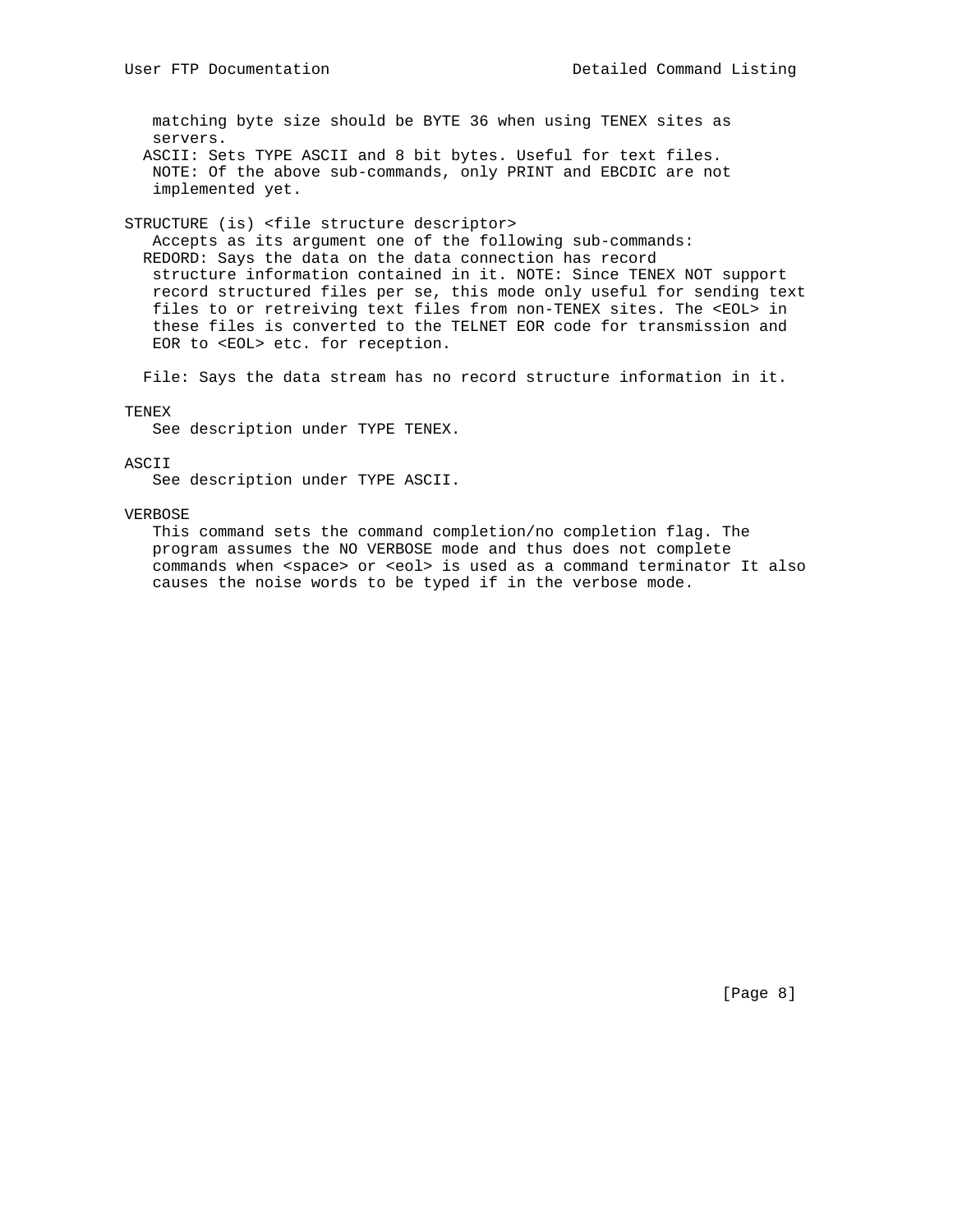matching byte size should be BYTE 36 when using TENEX sites as servers.

ASCII: Sets TYPE ASCII and 8 bit bytes. Useful for text files.
NOTE: Of the above sub-commands, only PRINT and EBCDIC are not implemented yet.

STRUCTURE (is) <file structure descriptor>

Accepts as its argument one of the following sub-commands:

REDORD: Says the data on the data connection has record structure information contained in it. NOTE: Since TENEX NOT support record structured files per se, this mode only useful for sending text files to or retreiving text files from non-TENEX sites. The <EOL> in these files is converted to the TELNET EOR code for transmission and EOR to <EOL> etc. for reception.

File: Says the data stream has no record structure information in it.

TENEX

See description under TYPE TENEX.

ASCII

See description under TYPE ASCII.

VERBOSE

This command sets the command completion/no completion flag. The program assumes the NO VERBOSE mode and thus does not complete commands when <space> or <eol> is used as a command terminator It also causes the noise words to be typed if in the verbose mode.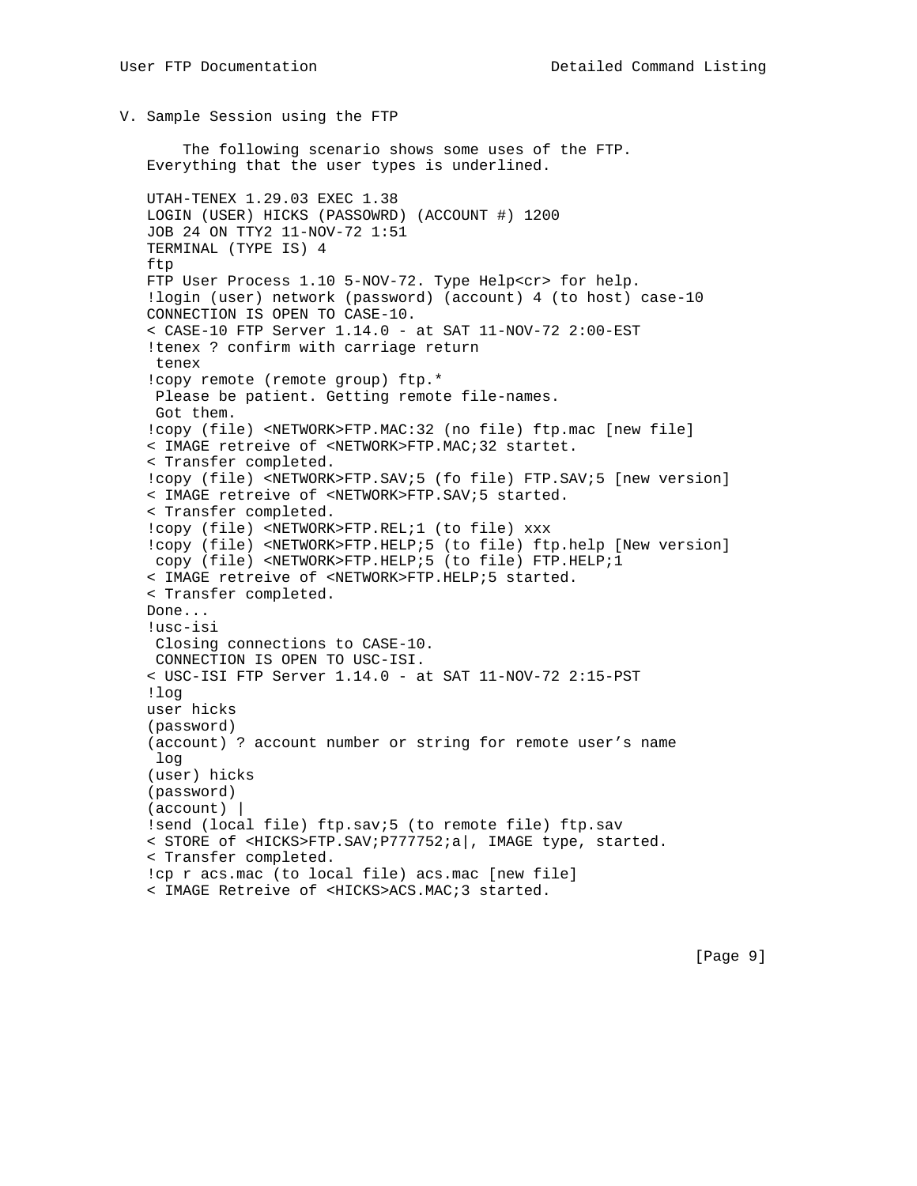## V. Sample Session using the FTP

The following scenario shows some uses of the FTP. Everything that the user types is underlined.

```
UTAH-TENEX 1.29.03 EXEC 1.38
LOGIN (USER) HICKS (PASSOWRD) (ACCOUNT #) 1200
JOB 24 ON TTY2 11-NOV-72 1:51
TERMINAL (TYPE IS) 4
ftp
FTP User Process 1.10 5-NOV-72. Type Help<cr> for help.
!login (user) network (password) (account) 4 (to host) case-10
CONNECTION IS OPEN TO CASE-10.
< CASE-10 FTP Server 1.14.0 - at SAT 11-NOV-72 2:00-EST
!tenex ? confirm with carriage return
 tenex
!copy remote (remote group) ftp.*
 Please be patient. Getting remote file-names.
 Got them.
!copy (file) <NETWORK>FTP.MAC:32 (no file) ftp.mac [new file]
< IMAGE retreive of <NETWORK>FTP.MAC;32 startet.
< Transfer completed.
!copy (file) <NETWORK>FTP.SAV;5 (fo file) FTP.SAV;5 [new version]
< IMAGE retreive of <NETWORK>FTP.SAV;5 started.
< Transfer completed.
!copy (file) <NETWORK>FTP.REL;1 (to file) xxx
!copy (file) <NETWORK>FTP.HELP;5 (to file) ftp.help [New version]
 copy (file) <NETWORK>FTP.HELP;5 (to file) FTP.HELP;1
< IMAGE retreive of <NETWORK>FTP.HELP;5 started.
< Transfer completed.
Done...
!usc-isi
 Closing connections to CASE-10.
 CONNECTION IS OPEN TO USC-ISI.
< USC-ISI FTP Server 1.14.0 - at SAT 11-NOV-72 2:15-PST
!log
user hicks
(password)
(account) ? account number or string for remote user's name
 log
(user) hicks
(password)
(account) |
!send (local file) ftp.sav;5 (to remote file) ftp.sav
< STORE of <HICKS>FTP.SAV;P777752;a|, IMAGE type, started.
< Transfer completed.
!cp r acs.mac (to local file) acs.mac [new file]
< IMAGE Retreive of <HICKS>ACS.MAC;3 started.
```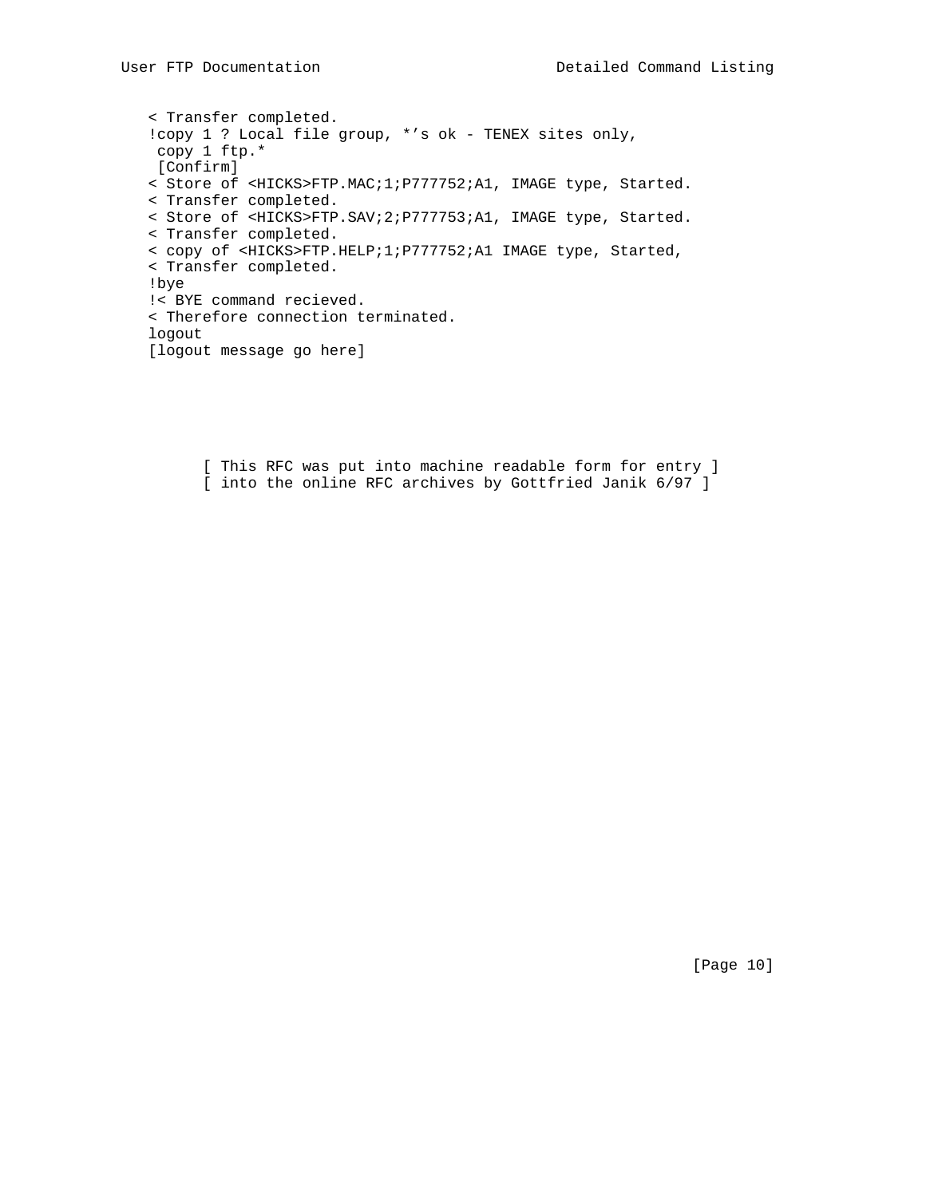```
< Transfer completed.
!copy 1 ? Local file group, *'s ok - TENEX sites only,
 copy 1 ftp.*
 [Confirm]
< Store of <HICKS>FTP.MAC;1;P777752;A1, IMAGE type, Started.
< Transfer completed.
< Store of <HICKS>FTP.SAV;2;P777753;A1, IMAGE type, Started.
< Transfer completed.
< copy of <HICKS>FTP.HELP;1;P777752;A1 IMAGE type, Started,
< Transfer completed.
!bye
!< BYE command recieved.
< Therefore connection terminated.
logout
[logout message go here]
```

[ This RFC was put into machine readable form for entry ]
[ into the online RFC archives by Gottfried Janik 6/97 ]